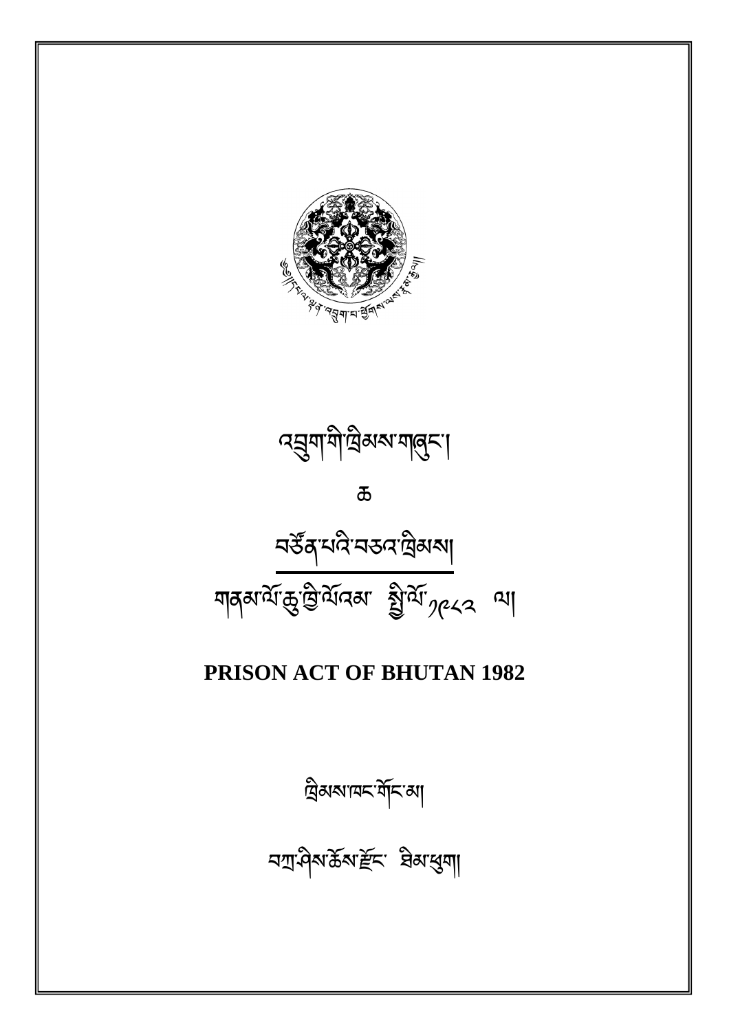འབྲུག་གི་ཁྲིམས་གཞུང་།

ཆ

བཙོན་པའི་བཅའ་ཁྲིམས།

གནམ་ལོ་ཆུ་ཁྱི་ལོའམ་ སྤྱི་ལོ་༡༩༨༢ ལ།

**PRISON ACT OF BHUTAN 1982**

ཁྲིམས་ཁང་གོང་མ།

བཀྲ་ཤིས་ཆོས་རྫོང་ ཐིམ་ཕུག།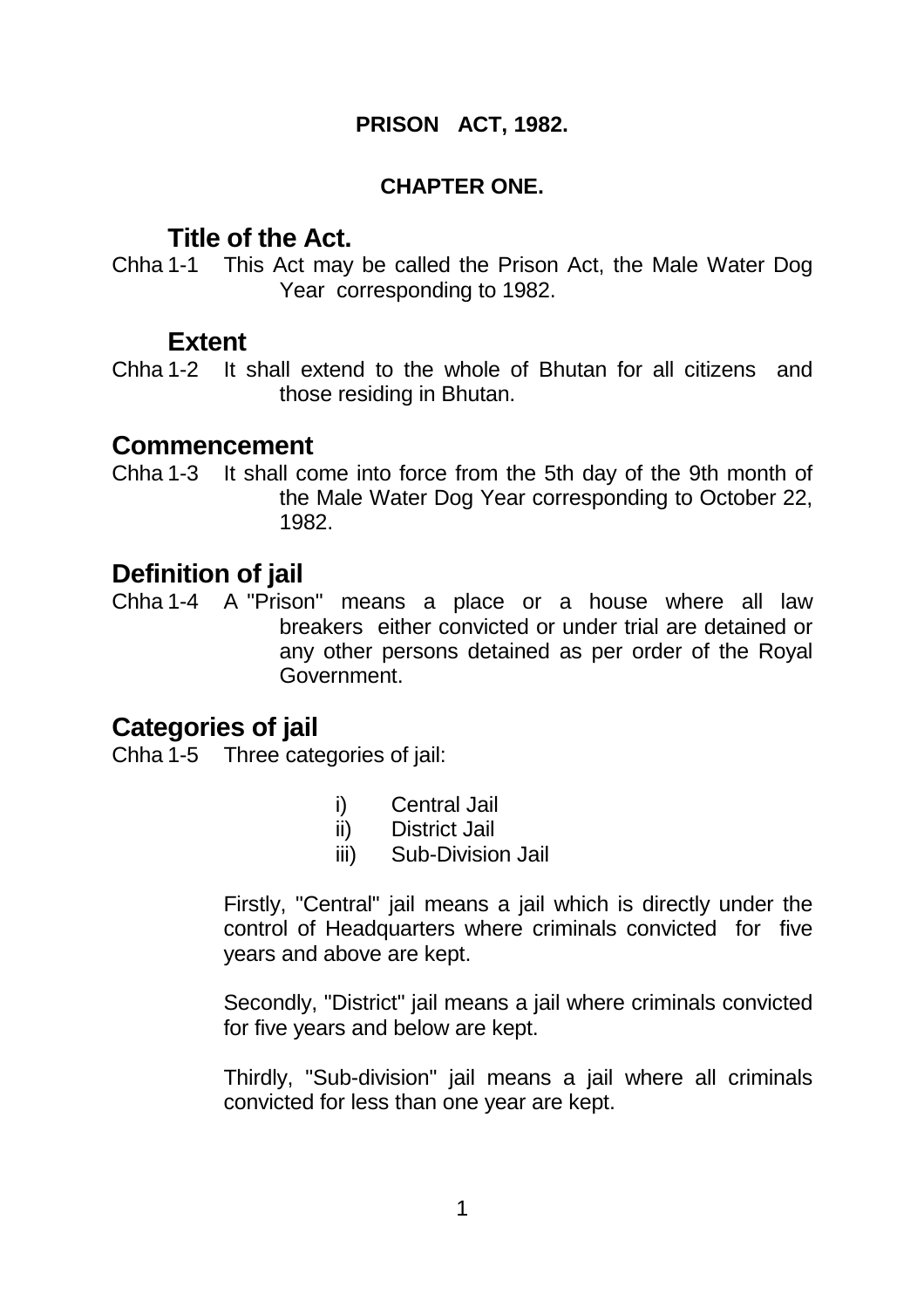**PRISON ACT, 1982.**

**CHAPTER ONE.**

## Title of the Act.

Chha 1-1 This Act may be called the Prison Act, the Male Water Dog Year corresponding to 1982.

## Extent

Chha 1-2 It shall extend to the whole of Bhutan for all citizens and those residing in Bhutan.

## Commencement

Chha 1-3 It shall come into force from the 5th day of the 9th month of the Male Water Dog Year corresponding to October 22, 1982.

## Definition of jail

Chha 1-4 A "Prison" means a place or a house where all law breakers either convicted or under trial are detained or any other persons detained as per order of the Royal Government.

## Categories of jail

Chha 1-5 Three categories of jail:

i) Central Jail
ii) District Jail
iii) Sub-Division Jail

Firstly, "Central" jail means a jail which is directly under the control of Headquarters where criminals convicted for five years and above are kept.

Secondly, "District" jail means a jail where criminals convicted for five years and below are kept.

Thirdly, "Sub-division" jail means a jail where all criminals convicted for less than one year are kept.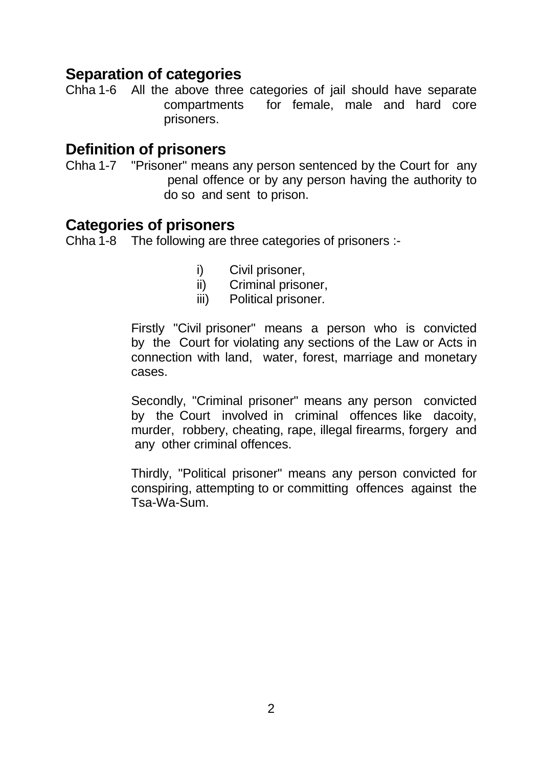## Separation of categories

Chha 1-6 All the above three categories of jail should have separate compartments for female, male and hard core prisoners.

## Definition of prisoners

Chha 1-7 "Prisoner" means any person sentenced by the Court for any penal offence or by any person having the authority to do so and sent to prison.

## Categories of prisoners

Chha 1-8 The following are three categories of prisoners :-

i) Civil prisoner,
ii) Criminal prisoner,
iii) Political prisoner.

Firstly "Civil prisoner" means a person who is convicted by the Court for violating any sections of the Law or Acts in connection with land, water, forest, marriage and monetary cases.

Secondly, "Criminal prisoner" means any person convicted by the Court involved in criminal offences like dacoity, murder, robbery, cheating, rape, illegal firearms, forgery and any other criminal offences.

Thirdly, "Political prisoner" means any person convicted for conspiring, attempting to or committing offences against the Tsa-Wa-Sum.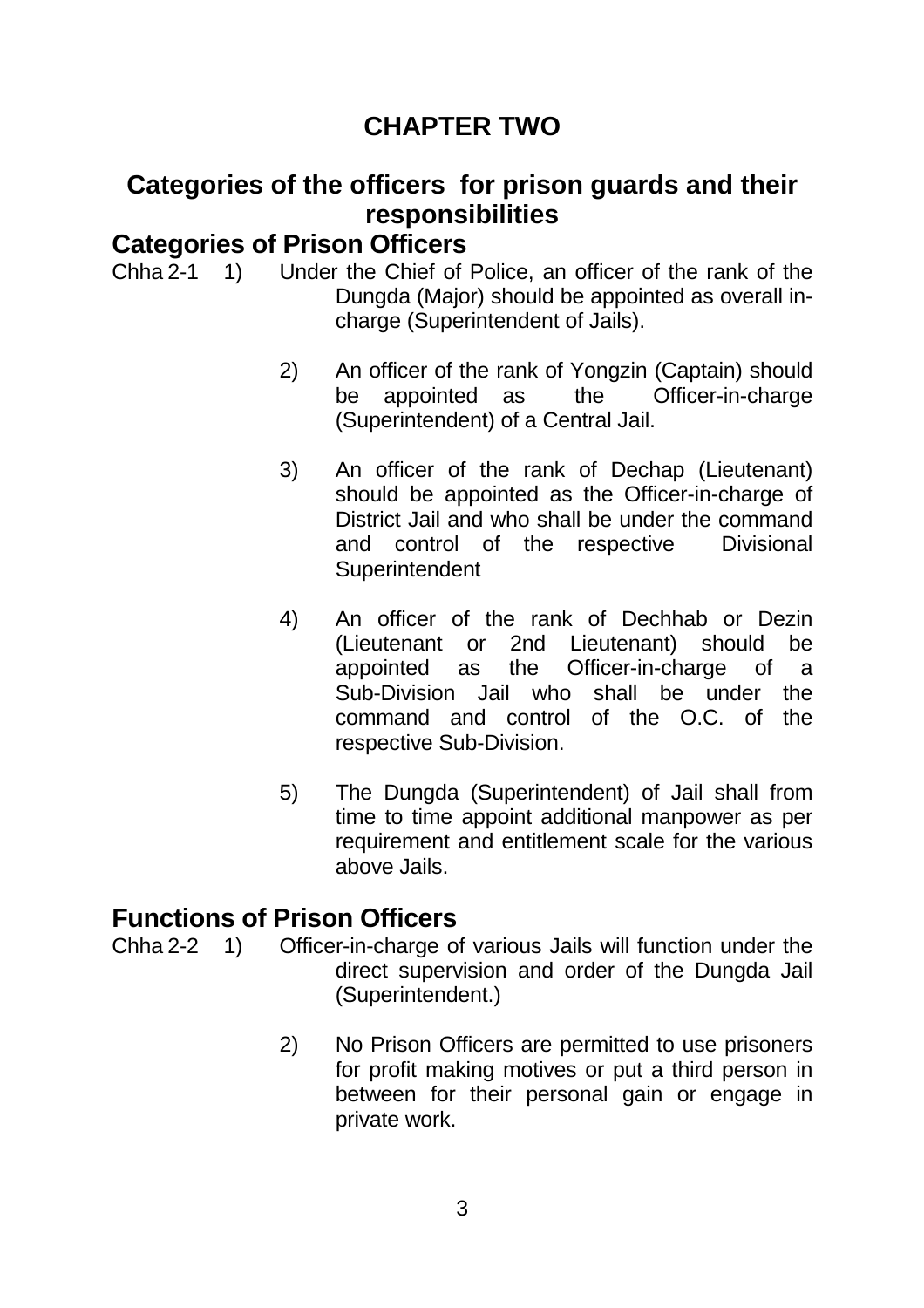# CHAPTER TWO

## Categories of the officers for prison guards and their responsibilities

### Categories of Prison Officers

Chha 2-1 1) Under the Chief of Police, an officer of the rank of the Dungda (Major) should be appointed as overall in-charge (Superintendent of Jails).

2) An officer of the rank of Yongzin (Captain) should be appointed as the Officer-in-charge (Superintendent) of a Central Jail.

3) An officer of the rank of Dechap (Lieutenant) should be appointed as the Officer-in-charge of District Jail and who shall be under the command and control of the respective Divisional Superintendent

4) An officer of the rank of Dechhab or Dezin (Lieutenant or 2nd Lieutenant) should be appointed as the Officer-in-charge of a Sub-Division Jail who shall be under the command and control of the O.C. of the respective Sub-Division.

5) The Dungda (Superintendent) of Jail shall from time to time appoint additional manpower as per requirement and entitlement scale for the various above Jails.

### Functions of Prison Officers

Chha 2-2 1) Officer-in-charge of various Jails will function under the direct supervision and order of the Dungda Jail (Superintendent.)

2) No Prison Officers are permitted to use prisoners for profit making motives or put a third person in between for their personal gain or engage in private work.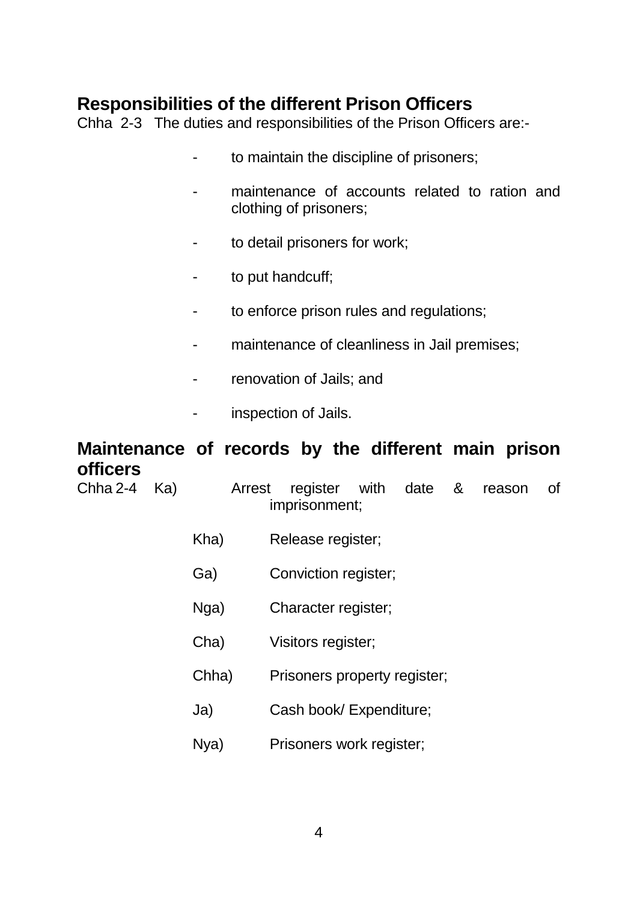## Responsibilities of the different Prison Officers

Chha 2-3 The duties and responsibilities of the Prison Officers are:-

- to maintain the discipline of prisoners;
- maintenance of accounts related to ration and clothing of prisoners;
- to detail prisoners for work;
- to put handcuff;
- to enforce prison rules and regulations;
- maintenance of cleanliness in Jail premises;
- renovation of Jails; and
- inspection of Jails.

## Maintenance of records by the different main prison officers

Chha 2-4 Ka) Arrest register with date & reason of imprisonment;

Kha) Release register;

Ga) Conviction register;

Nga) Character register;

Cha) Visitors register;

Chha) Prisoners property register;

Ja) Cash book/ Expenditure;

Nya) Prisoners work register;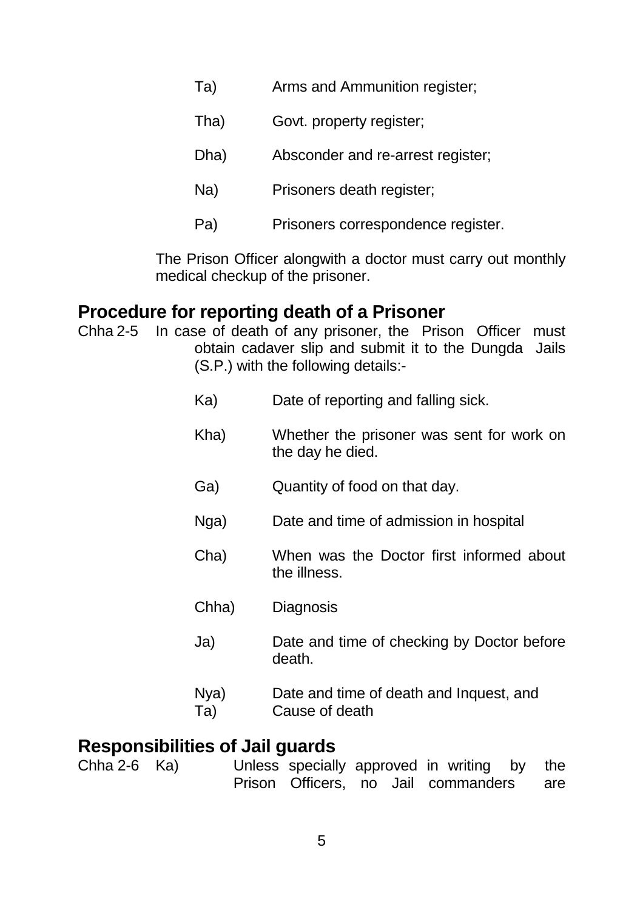Ta) Arms and Ammunition register;

Tha) Govt. property register;

Dha) Absconder and re-arrest register;

Na) Prisoners death register;

Pa) Prisoners correspondence register.

The Prison Officer alongwith a doctor must carry out monthly medical checkup of the prisoner.

## Procedure for reporting death of a Prisoner

Chha 2-5 In case of death of any prisoner, the Prison Officer must obtain cadaver slip and submit it to the Dungda Jails (S.P.) with the following details:-

Ka) Date of reporting and falling sick.

Kha) Whether the prisoner was sent for work on the day he died.

Ga) Quantity of food on that day.

Nga) Date and time of admission in hospital

Cha) When was the Doctor first informed about the illness.

Chha) Diagnosis

Ja) Date and time of checking by Doctor before death.

Nya) Date and time of death and Inquest, and

Ta) Cause of death

## Responsibilities of Jail guards

Chha 2-6 Ka) Unless specially approved in writing by the Prison Officers, no Jail commanders are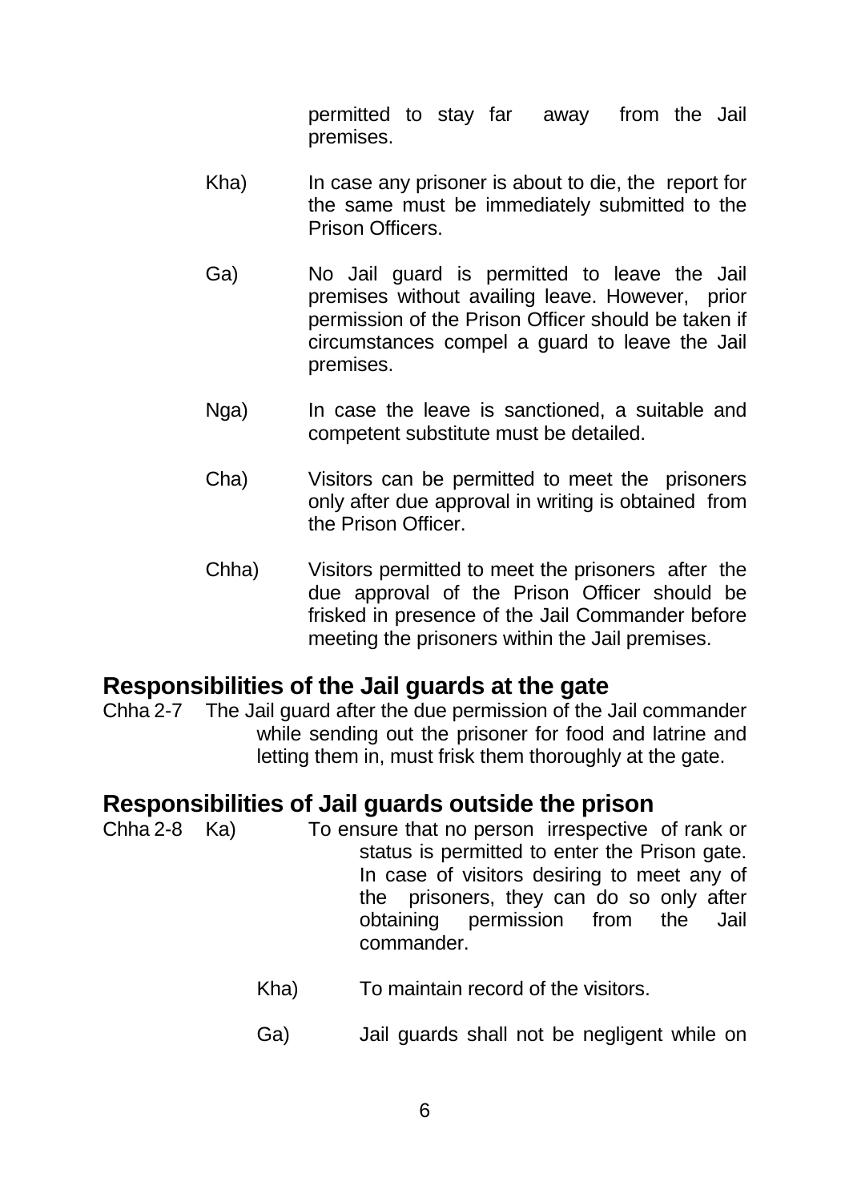permitted to stay far away from the Jail premises.

Kha) In case any prisoner is about to die, the report for the same must be immediately submitted to the Prison Officers.

Ga) No Jail guard is permitted to leave the Jail premises without availing leave. However, prior permission of the Prison Officer should be taken if circumstances compel a guard to leave the Jail premises.

Nga) In case the leave is sanctioned, a suitable and competent substitute must be detailed.

Cha) Visitors can be permitted to meet the prisoners only after due approval in writing is obtained from the Prison Officer.

Chha) Visitors permitted to meet the prisoners after the due approval of the Prison Officer should be frisked in presence of the Jail Commander before meeting the prisoners within the Jail premises.

## Responsibilities of the Jail guards at the gate

Chha 2-7 The Jail guard after the due permission of the Jail commander while sending out the prisoner for food and latrine and letting them in, must frisk them thoroughly at the gate.

## Responsibilities of Jail guards outside the prison

Chha 2-8 Ka) To ensure that no person irrespective of rank or status is permitted to enter the Prison gate. In case of visitors desiring to meet any of the prisoners, they can do so only after obtaining permission from the Jail commander.

Kha) To maintain record of the visitors.

Ga) Jail guards shall not be negligent while on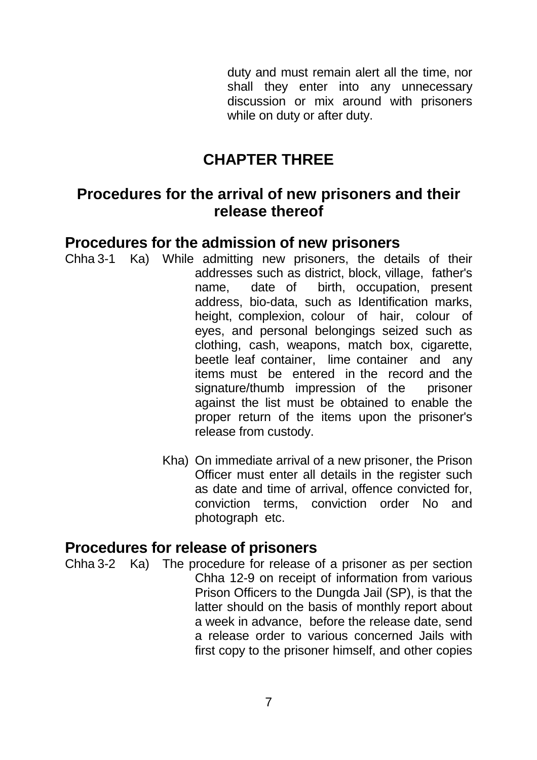duty and must remain alert all the time, nor shall they enter into any unnecessary discussion or mix around with prisoners while on duty or after duty.

# CHAPTER THREE

## Procedures for the arrival of new prisoners and their release thereof

### Procedures for the admission of new prisoners

Chha 3-1 Ka) While admitting new prisoners, the details of their addresses such as district, block, village, father's name, date of birth, occupation, present address, bio-data, such as Identification marks, height, complexion, colour of hair, colour of eyes, and personal belongings seized such as clothing, cash, weapons, match box, cigarette, beetle leaf container, lime container and any items must be entered in the record and the signature/thumb impression of the prisoner against the list must be obtained to enable the proper return of the items upon the prisoner's release from custody.

Kha) On immediate arrival of a new prisoner, the Prison Officer must enter all details in the register such as date and time of arrival, offence convicted for, conviction terms, conviction order No and photograph etc.

### Procedures for release of prisoners

Chha 3-2 Ka) The procedure for release of a prisoner as per section Chha 12-9 on receipt of information from various Prison Officers to the Dungda Jail (SP), is that the latter should on the basis of monthly report about a week in advance, before the release date, send a release order to various concerned Jails with first copy to the prisoner himself, and other copies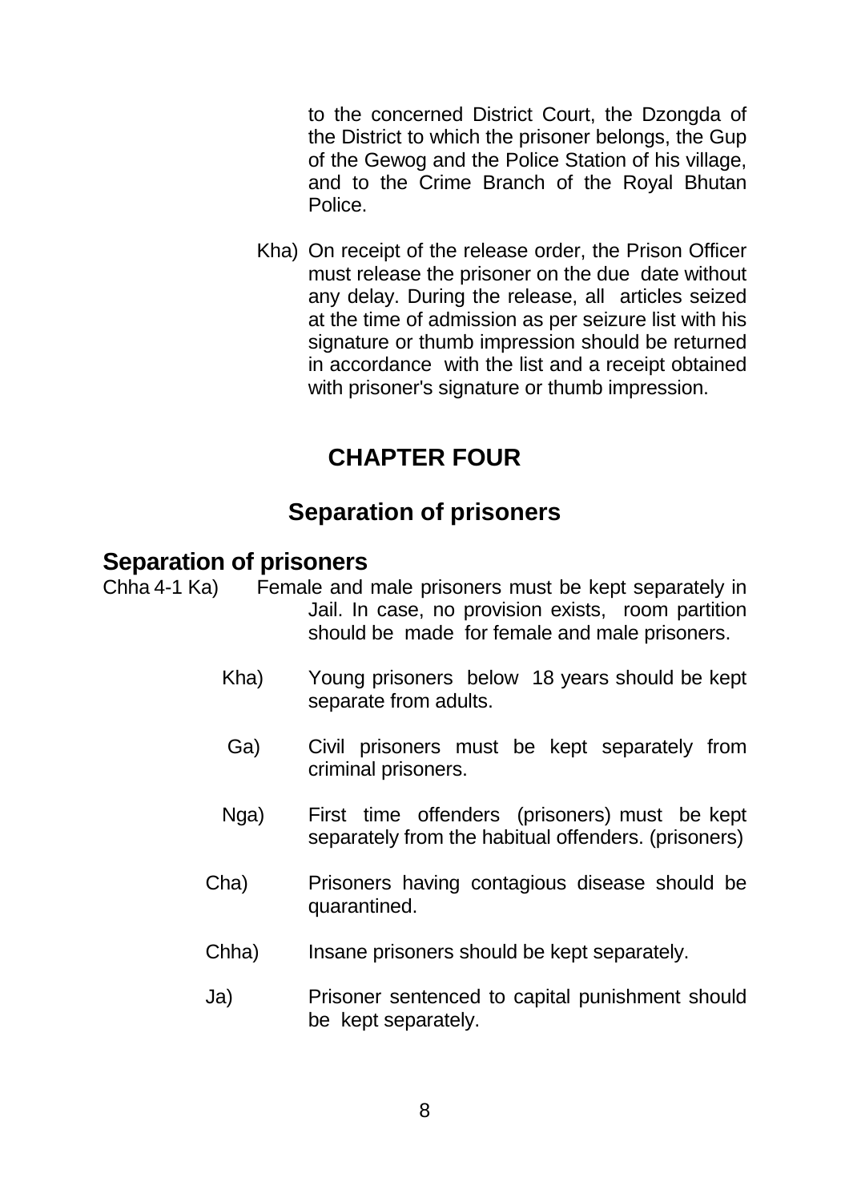to the concerned District Court, the Dzongda of the District to which the prisoner belongs, the Gup of the Gewog and the Police Station of his village, and to the Crime Branch of the Royal Bhutan Police.

Kha) On receipt of the release order, the Prison Officer must release the prisoner on the due date without any delay. During the release, all articles seized at the time of admission as per seizure list with his signature or thumb impression should be returned in accordance with the list and a receipt obtained with prisoner's signature or thumb impression.

# CHAPTER FOUR

## Separation of prisoners

### Separation of prisoners

Chha 4-1 Ka) Female and male prisoners must be kept separately in Jail. In case, no provision exists, room partition should be made for female and male prisoners.

Kha) Young prisoners below 18 years should be kept separate from adults.

Ga) Civil prisoners must be kept separately from criminal prisoners.

Nga) First time offenders (prisoners) must be kept separately from the habitual offenders. (prisoners)

Cha) Prisoners having contagious disease should be quarantined.

Chha) Insane prisoners should be kept separately.

Ja) Prisoner sentenced to capital punishment should be kept separately.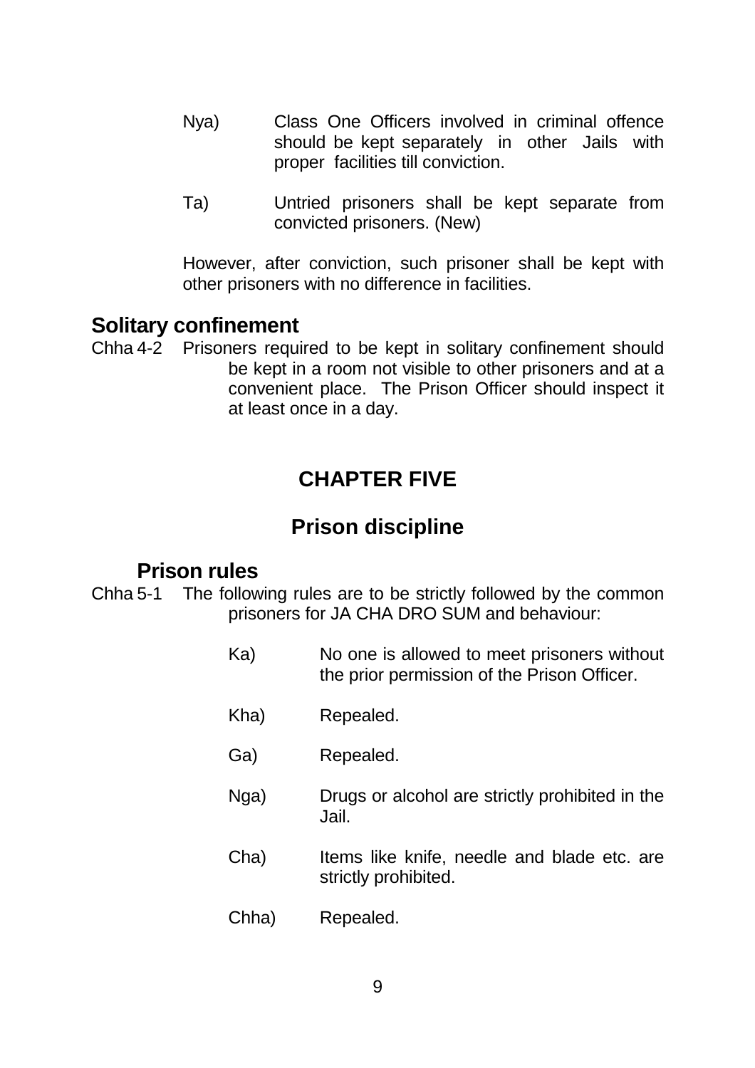Nya) Class One Officers involved in criminal offence should be kept separately in other Jails with proper facilities till conviction.

Ta) Untried prisoners shall be kept separate from convicted prisoners. (New)

However, after conviction, such prisoner shall be kept with other prisoners with no difference in facilities.

### Solitary confinement

Chha 4-2 Prisoners required to be kept in solitary confinement should be kept in a room not visible to other prisoners and at a convenient place. The Prison Officer should inspect it at least once in a day.

## CHAPTER FIVE

## Prison discipline

### Prison rules

Chha 5-1 The following rules are to be strictly followed by the common prisoners for JA CHA DRO SUM and behaviour:

Ka) No one is allowed to meet prisoners without the prior permission of the Prison Officer.

Kha) Repealed.

Ga) Repealed.

Nga) Drugs or alcohol are strictly prohibited in the Jail.

Cha) Items like knife, needle and blade etc. are strictly prohibited.

Chha) Repealed.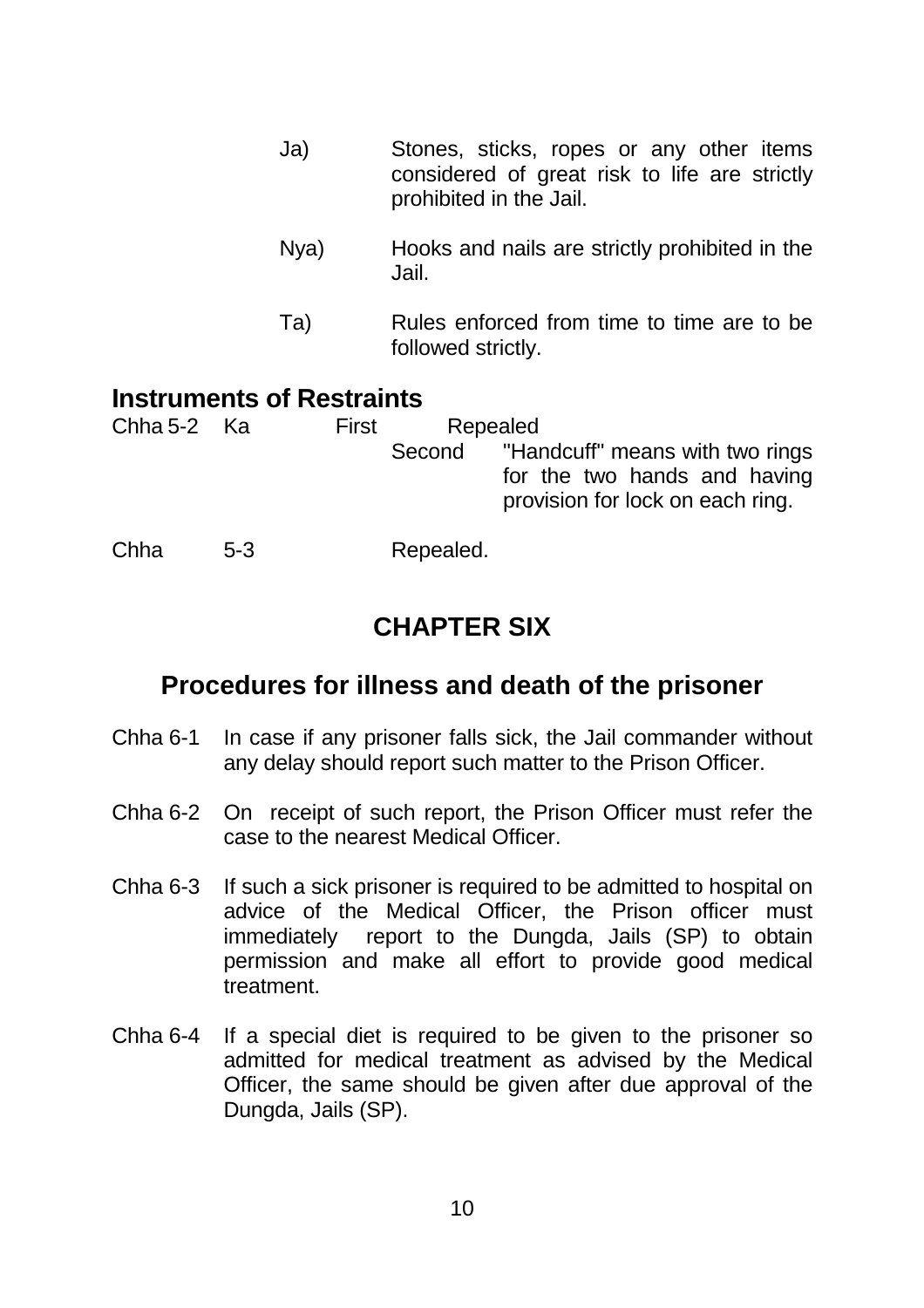Ja) Stones, sticks, ropes or any other items considered of great risk to life are strictly prohibited in the Jail.

Nya) Hooks and nails are strictly prohibited in the Jail.

Ta) Rules enforced from time to time are to be followed strictly.

## Instruments of Restraints

Chha 5-2 Ka First Repealed

Second "Handcuff" means with two rings for the two hands and having provision for lock on each ring.

Chha 5-3 Repealed.

# CHAPTER SIX

## Procedures for illness and death of the prisoner

Chha 6-1 In case if any prisoner falls sick, the Jail commander without any delay should report such matter to the Prison Officer.

Chha 6-2 On receipt of such report, the Prison Officer must refer the case to the nearest Medical Officer.

Chha 6-3 If such a sick prisoner is required to be admitted to hospital on advice of the Medical Officer, the Prison officer must immediately report to the Dungda, Jails (SP) to obtain permission and make all effort to provide good medical treatment.

Chha 6-4 If a special diet is required to be given to the prisoner so admitted for medical treatment as advised by the Medical Officer, the same should be given after due approval of the Dungda, Jails (SP).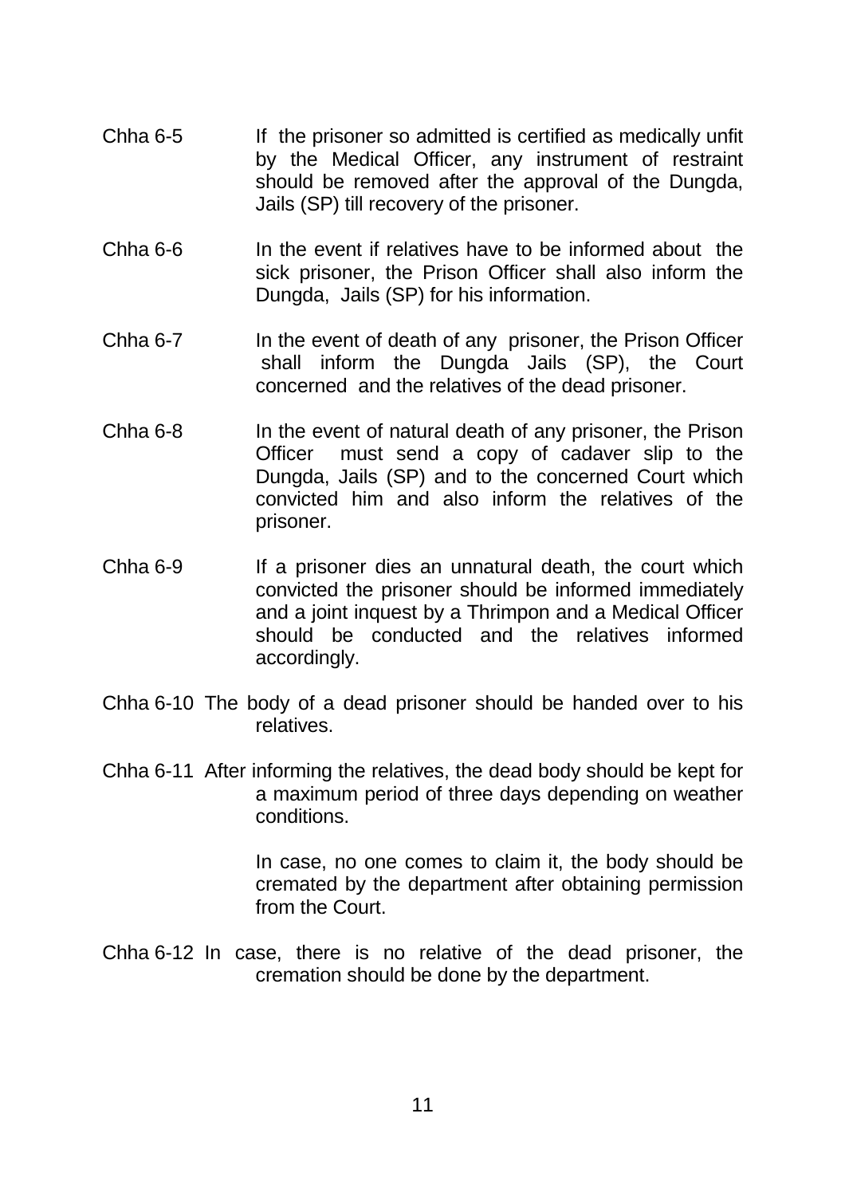Chha 6-5 If the prisoner so admitted is certified as medically unfit by the Medical Officer, any instrument of restraint should be removed after the approval of the Dungda, Jails (SP) till recovery of the prisoner.

Chha 6-6 In the event if relatives have to be informed about the sick prisoner, the Prison Officer shall also inform the Dungda, Jails (SP) for his information.

Chha 6-7 In the event of death of any prisoner, the Prison Officer shall inform the Dungda Jails (SP), the Court concerned and the relatives of the dead prisoner.

Chha 6-8 In the event of natural death of any prisoner, the Prison Officer must send a copy of cadaver slip to the Dungda, Jails (SP) and to the concerned Court which convicted him and also inform the relatives of the prisoner.

Chha 6-9 If a prisoner dies an unnatural death, the court which convicted the prisoner should be informed immediately and a joint inquest by a Thrimpon and a Medical Officer should be conducted and the relatives informed accordingly.

Chha 6-10 The body of a dead prisoner should be handed over to his relatives.

Chha 6-11 After informing the relatives, the dead body should be kept for a maximum period of three days depending on weather conditions.

In case, no one comes to claim it, the body should be cremated by the department after obtaining permission from the Court.

Chha 6-12 In case, there is no relative of the dead prisoner, the cremation should be done by the department.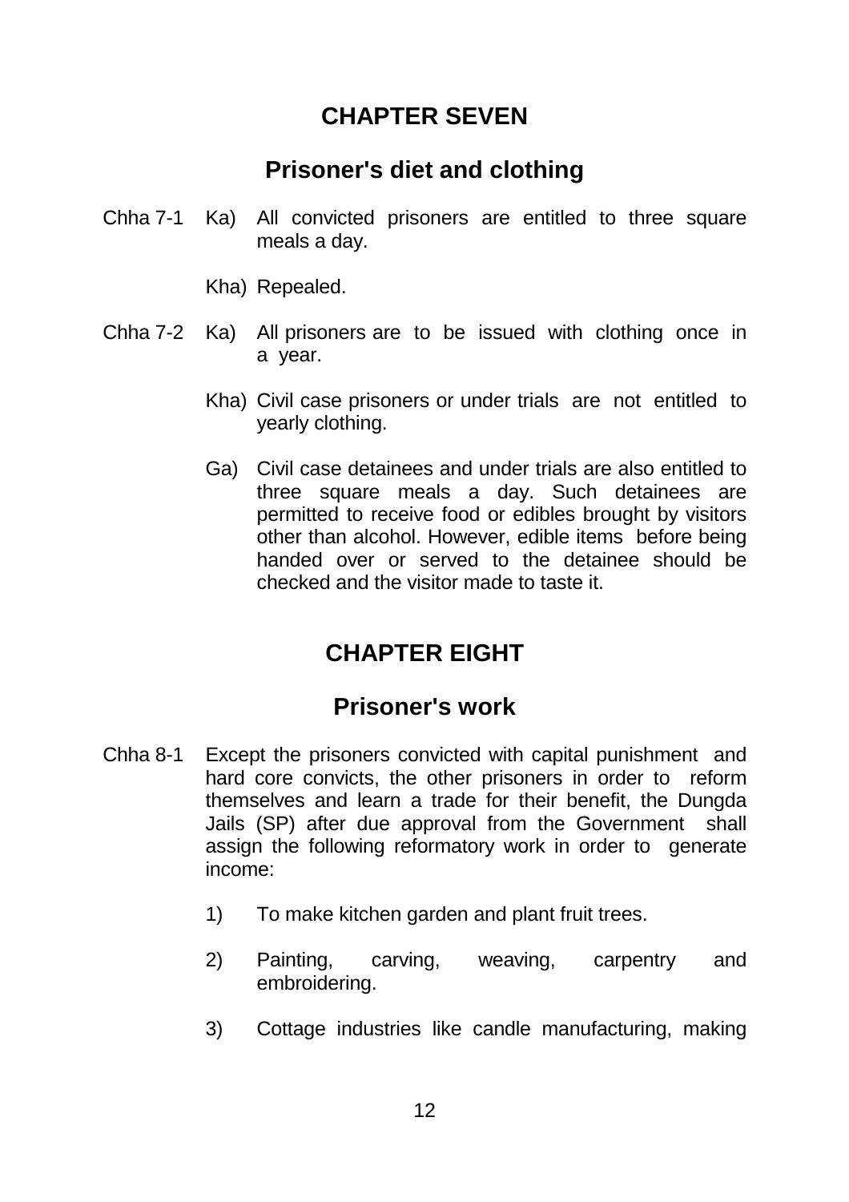## CHAPTER SEVEN

## Prisoner's diet and clothing

Chha 7-1 Ka) All convicted prisoners are entitled to three square meals a day.

Kha) Repealed.

Chha 7-2 Ka) All prisoners are to be issued with clothing once in a year.

Kha) Civil case prisoners or under trials are not entitled to yearly clothing.

Ga) Civil case detainees and under trials are also entitled to three square meals a day. Such detainees are permitted to receive food or edibles brought by visitors other than alcohol. However, edible items before being handed over or served to the detainee should be checked and the visitor made to taste it.

## CHAPTER EIGHT

## Prisoner's work

Chha 8-1 Except the prisoners convicted with capital punishment and hard core convicts, the other prisoners in order to reform themselves and learn a trade for their benefit, the Dungda Jails (SP) after due approval from the Government shall assign the following reformatory work in order to generate income:

1) To make kitchen garden and plant fruit trees.

2) Painting, carving, weaving, carpentry and embroidering.

3) Cottage industries like candle manufacturing, making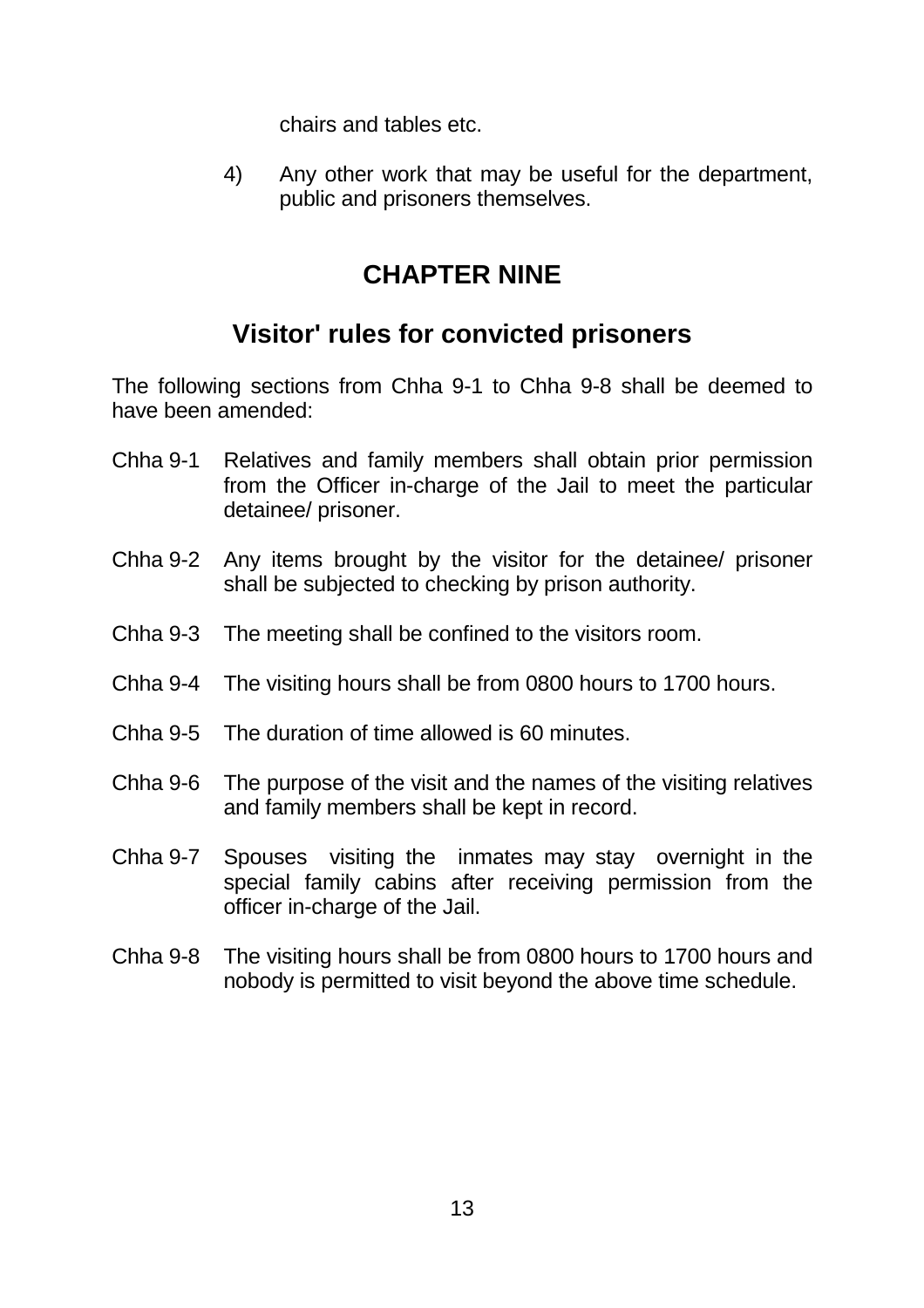chairs and tables etc.

4) Any other work that may be useful for the department, public and prisoners themselves.

# CHAPTER NINE

## Visitor' rules for convicted prisoners

The following sections from Chha 9-1 to Chha 9-8 shall be deemed to have been amended:

Chha 9-1 Relatives and family members shall obtain prior permission from the Officer in-charge of the Jail to meet the particular detainee/ prisoner.

Chha 9-2 Any items brought by the visitor for the detainee/ prisoner shall be subjected to checking by prison authority.

Chha 9-3 The meeting shall be confined to the visitors room.

Chha 9-4 The visiting hours shall be from 0800 hours to 1700 hours.

Chha 9-5 The duration of time allowed is 60 minutes.

Chha 9-6 The purpose of the visit and the names of the visiting relatives and family members shall be kept in record.

Chha 9-7 Spouses visiting the inmates may stay overnight in the special family cabins after receiving permission from the officer in-charge of the Jail.

Chha 9-8 The visiting hours shall be from 0800 hours to 1700 hours and nobody is permitted to visit beyond the above time schedule.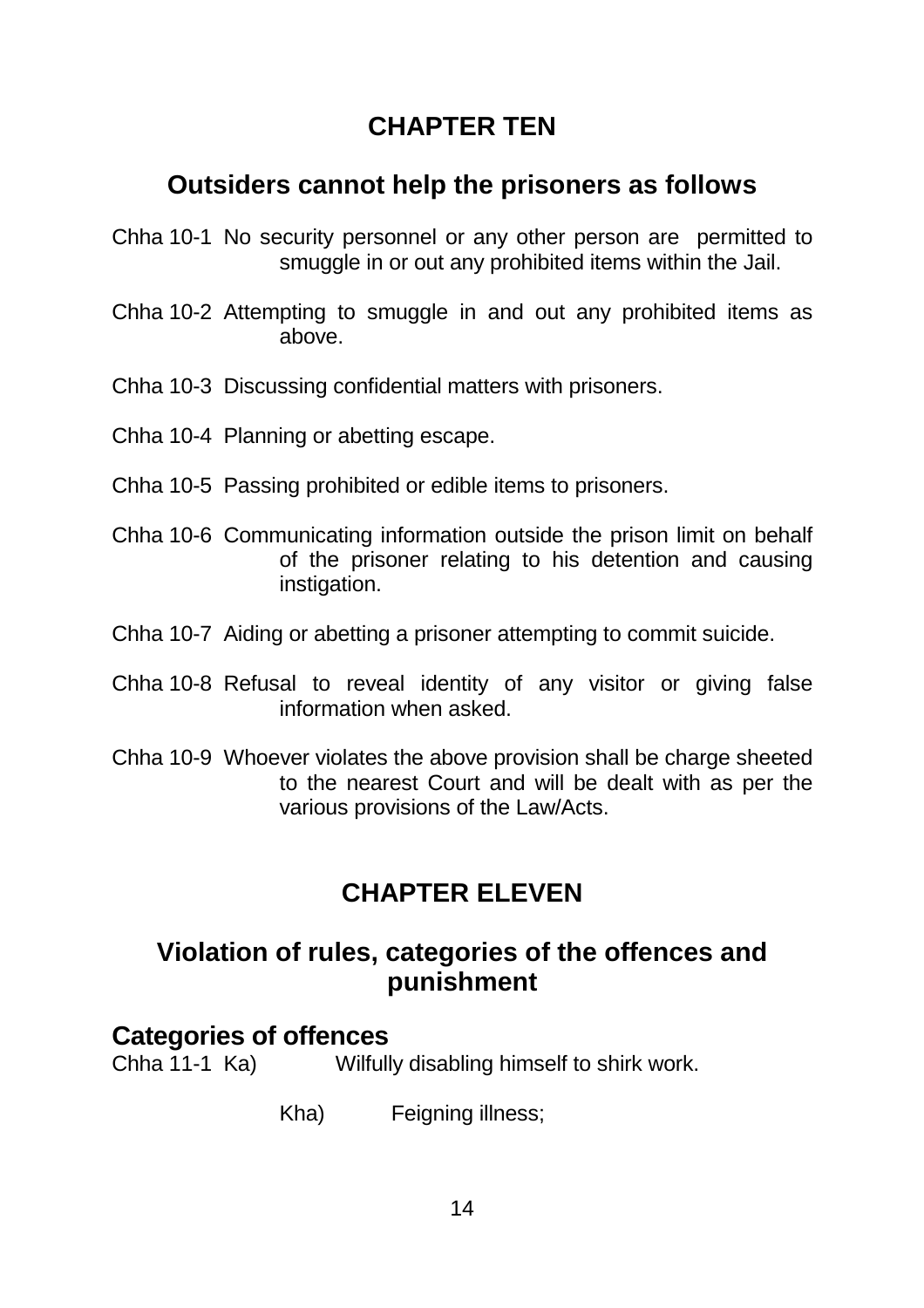## CHAPTER TEN

### Outsiders cannot help the prisoners as follows

Chha 10-1 No security personnel or any other person are permitted to smuggle in or out any prohibited items within the Jail.

Chha 10-2 Attempting to smuggle in and out any prohibited items as above.

Chha 10-3 Discussing confidential matters with prisoners.

Chha 10-4 Planning or abetting escape.

Chha 10-5 Passing prohibited or edible items to prisoners.

Chha 10-6 Communicating information outside the prison limit on behalf of the prisoner relating to his detention and causing instigation.

Chha 10-7 Aiding or abetting a prisoner attempting to commit suicide.

Chha 10-8 Refusal to reveal identity of any visitor or giving false information when asked.

Chha 10-9 Whoever violates the above provision shall be charge sheeted to the nearest Court and will be dealt with as per the various provisions of the Law/Acts.

## CHAPTER ELEVEN

### Violation of rules, categories of the offences and punishment

### Categories of offences

Chha 11-1 Ka) Wilfully disabling himself to shirk work.

Kha) Feigning illness;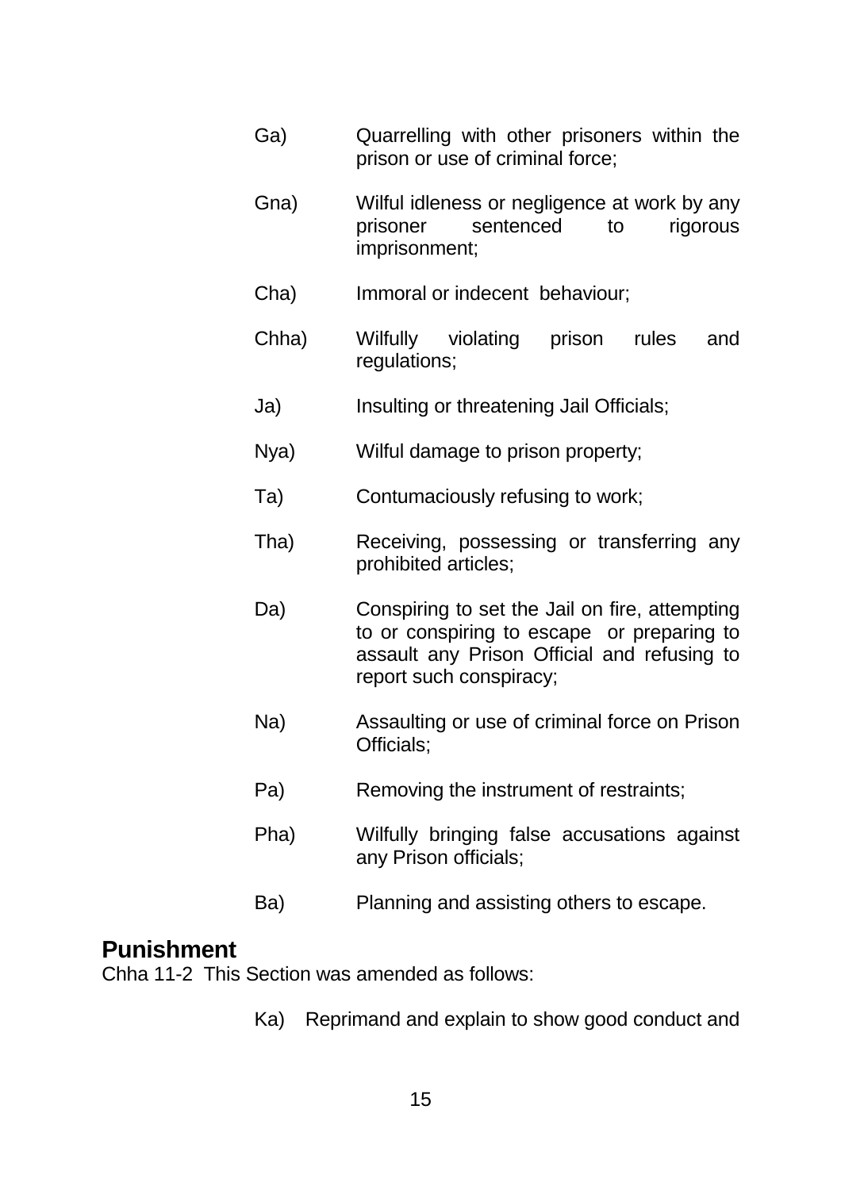Ga) Quarrelling with other prisoners within the prison or use of criminal force;

Gna) Wilful idleness or negligence at work by any prisoner sentenced to rigorous imprisonment;

Cha) Immoral or indecent behaviour;

Chha) Wilfully violating prison rules and regulations;

Ja) Insulting or threatening Jail Officials;

Nya) Wilful damage to prison property;

Ta) Contumaciously refusing to work;

Tha) Receiving, possessing or transferring any prohibited articles;

Da) Conspiring to set the Jail on fire, attempting to or conspiring to escape or preparing to assault any Prison Official and refusing to report such conspiracy;

Na) Assaulting or use of criminal force on Prison Officials;

Pa) Removing the instrument of restraints;

Pha) Wilfully bringing false accusations against any Prison officials;

Ba) Planning and assisting others to escape.

## Punishment

Chha 11-2 This Section was amended as follows:

Ka) Reprimand and explain to show good conduct and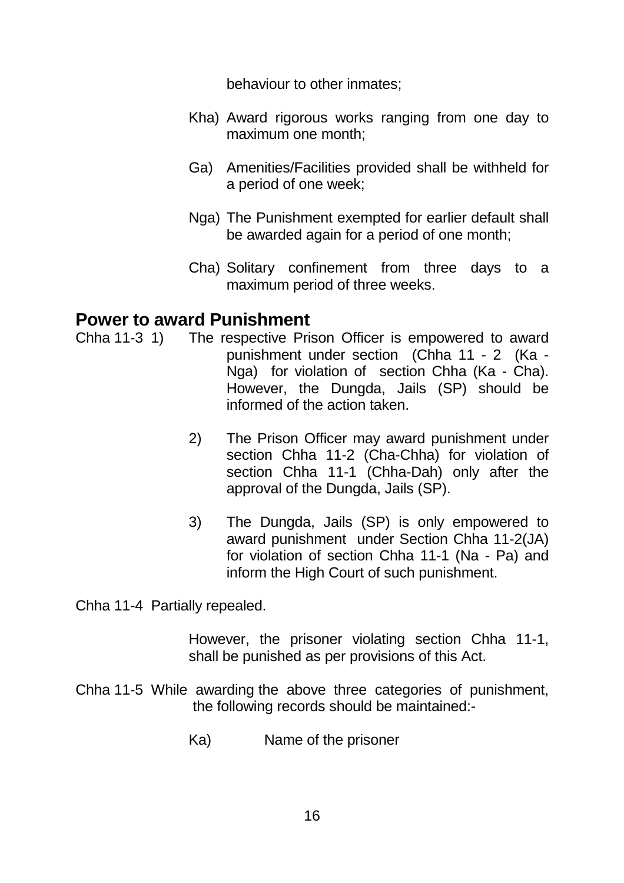behaviour to other inmates;

Kha) Award rigorous works ranging from one day to maximum one month;

Ga) Amenities/Facilities provided shall be withheld for a period of one week;

Nga) The Punishment exempted for earlier default shall be awarded again for a period of one month;

Cha) Solitary confinement from three days to a maximum period of three weeks.

## Power to award Punishment

Chha 11-3 1) The respective Prison Officer is empowered to award punishment under section (Chha 11 - 2 (Ka - Nga) for violation of section Chha (Ka - Cha). However, the Dungda, Jails (SP) should be informed of the action taken.

2) The Prison Officer may award punishment under section Chha 11-2 (Cha-Chha) for violation of section Chha 11-1 (Chha-Dah) only after the approval of the Dungda, Jails (SP).

3) The Dungda, Jails (SP) is only empowered to award punishment under Section Chha 11-2(JA) for violation of section Chha 11-1 (Na - Pa) and inform the High Court of such punishment.

Chha 11-4 Partially repealed.

However, the prisoner violating section Chha 11-1, shall be punished as per provisions of this Act.

Chha 11-5 While awarding the above three categories of punishment, the following records should be maintained:-

Ka) Name of the prisoner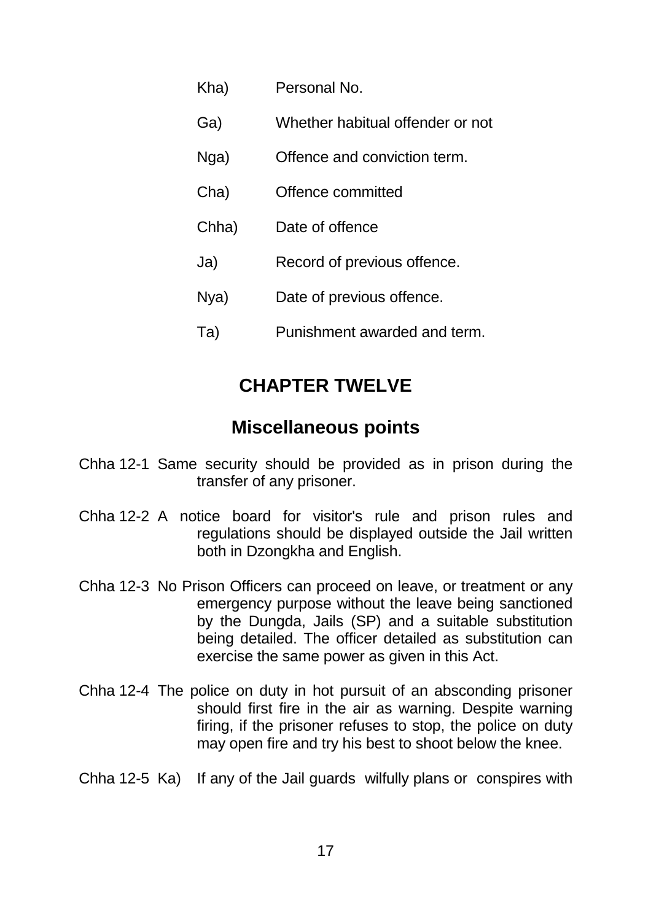Kha) Personal No.

Ga) Whether habitual offender or not

Nga) Offence and conviction term.

Cha) Offence committed

Chha) Date of offence

Ja) Record of previous offence.

Nya) Date of previous offence.

Ta) Punishment awarded and term.

## CHAPTER TWELVE

## Miscellaneous points

Chha 12-1 Same security should be provided as in prison during the transfer of any prisoner.

Chha 12-2 A notice board for visitor's rule and prison rules and regulations should be displayed outside the Jail written both in Dzongkha and English.

Chha 12-3 No Prison Officers can proceed on leave, or treatment or any emergency purpose without the leave being sanctioned by the Dungda, Jails (SP) and a suitable substitution being detailed. The officer detailed as substitution can exercise the same power as given in this Act.

Chha 12-4 The police on duty in hot pursuit of an absconding prisoner should first fire in the air as warning. Despite warning firing, if the prisoner refuses to stop, the police on duty may open fire and try his best to shoot below the knee.

Chha 12-5 Ka) If any of the Jail guards wilfully plans or conspires with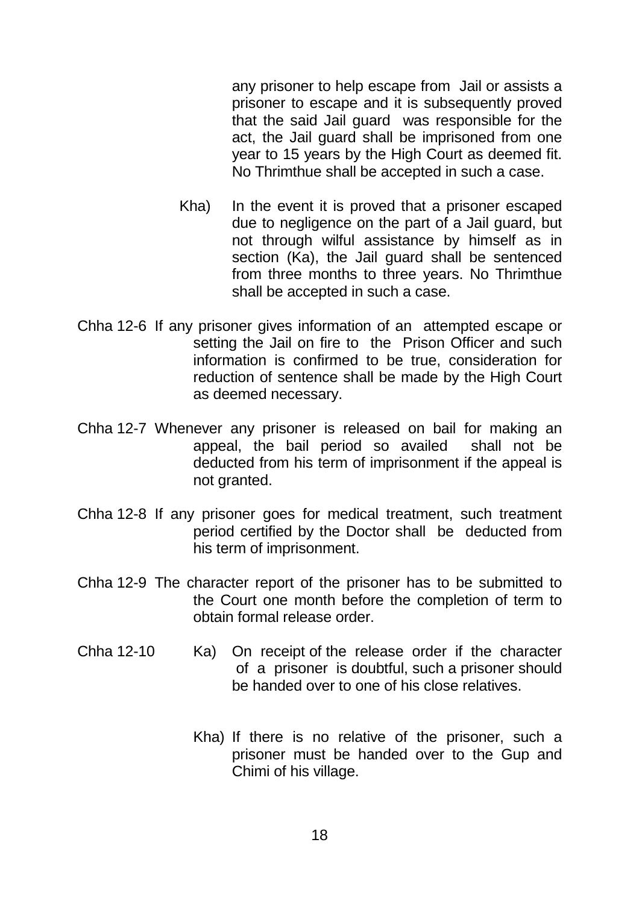any prisoner to help escape from Jail or assists a prisoner to escape and it is subsequently proved that the said Jail guard was responsible for the act, the Jail guard shall be imprisoned from one year to 15 years by the High Court as deemed fit. No Thrimthue shall be accepted in such a case.

Kha) In the event it is proved that a prisoner escaped due to negligence on the part of a Jail guard, but not through wilful assistance by himself as in section (Ka), the Jail guard shall be sentenced from three months to three years. No Thrimthue shall be accepted in such a case.

Chha 12-6 If any prisoner gives information of an attempted escape or setting the Jail on fire to the Prison Officer and such information is confirmed to be true, consideration for reduction of sentence shall be made by the High Court as deemed necessary.

Chha 12-7 Whenever any prisoner is released on bail for making an appeal, the bail period so availed shall not be deducted from his term of imprisonment if the appeal is not granted.

Chha 12-8 If any prisoner goes for medical treatment, such treatment period certified by the Doctor shall be deducted from his term of imprisonment.

Chha 12-9 The character report of the prisoner has to be submitted to the Court one month before the completion of term to obtain formal release order.

Chha 12-10 Ka) On receipt of the release order if the character of a prisoner is doubtful, such a prisoner should be handed over to one of his close relatives.

Kha) If there is no relative of the prisoner, such a prisoner must be handed over to the Gup and Chimi of his village.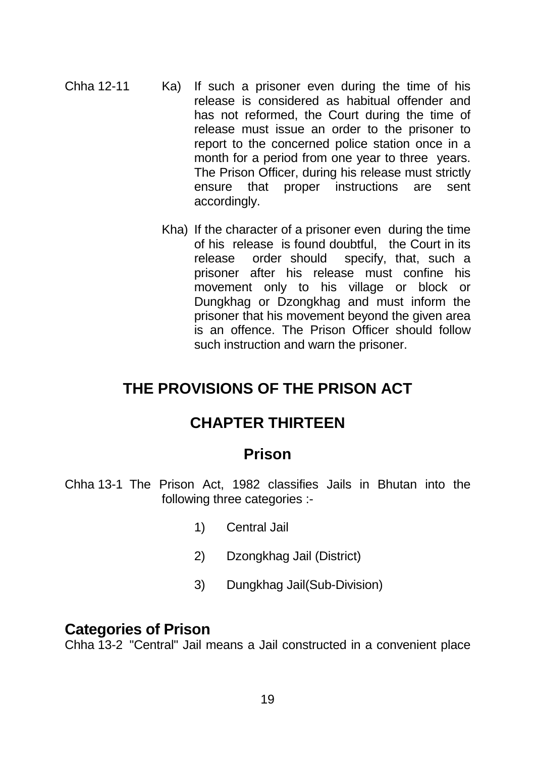Chha 12-11 Ka) If such a prisoner even during the time of his release is considered as habitual offender and has not reformed, the Court during the time of release must issue an order to the prisoner to report to the concerned police station once in a month for a period from one year to three years. The Prison Officer, during his release must strictly ensure that proper instructions are sent accordingly.

Kha) If the character of a prisoner even during the time of his release is found doubtful, the Court in its release order should specify, that, such a prisoner after his release must confine his movement only to his village or block or Dungkhag or Dzongkhag and must inform the prisoner that his movement beyond the given area is an offence. The Prison Officer should follow such instruction and warn the prisoner.

# THE PROVISIONS OF THE PRISON ACT

## CHAPTER THIRTEEN

## Prison

Chha 13-1 The Prison Act, 1982 classifies Jails in Bhutan into the following three categories :-

1) Central Jail
2) Dzongkhag Jail (District)
3) Dungkhag Jail(Sub-Division)

### Categories of Prison

Chha 13-2 "Central" Jail means a Jail constructed in a convenient place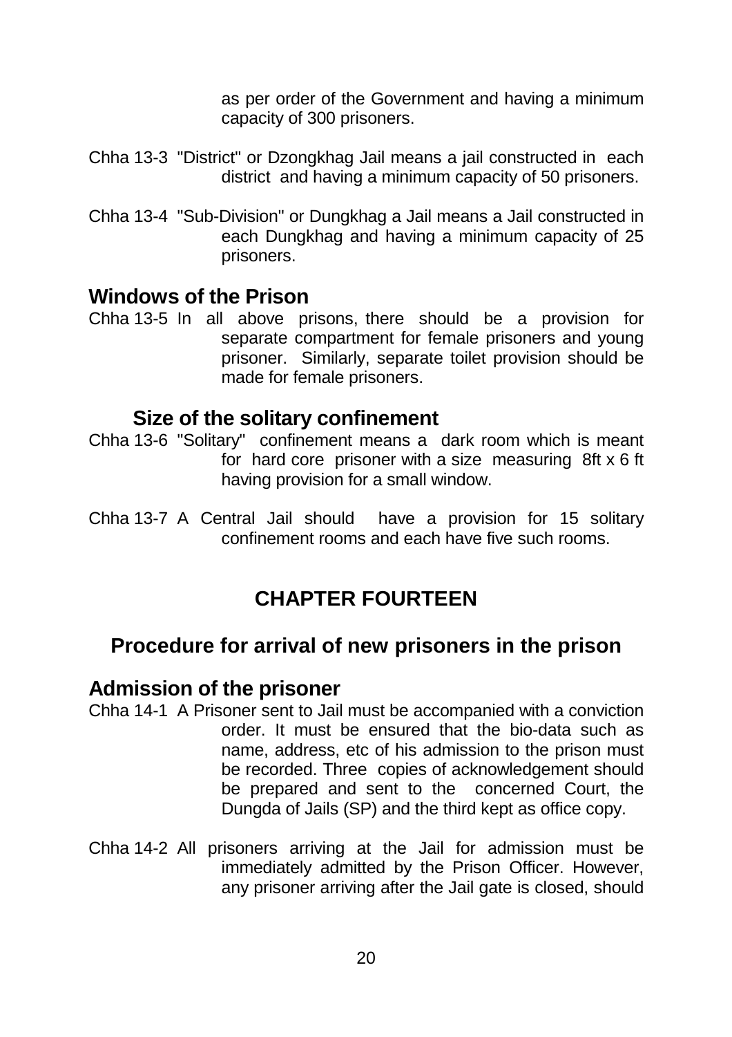as per order of the Government and having a minimum capacity of 300 prisoners.

Chha 13-3 "District" or Dzongkhag Jail means a jail constructed in each district and having a minimum capacity of 50 prisoners.

Chha 13-4 "Sub-Division" or Dungkhag a Jail means a Jail constructed in each Dungkhag and having a minimum capacity of 25 prisoners.

### Windows of the Prison

Chha 13-5 In all above prisons, there should be a provision for separate compartment for female prisoners and young prisoner. Similarly, separate toilet provision should be made for female prisoners.

### Size of the solitary confinement

Chha 13-6 "Solitary" confinement means a dark room which is meant for hard core prisoner with a size measuring 8ft x 6 ft having provision for a small window.

Chha 13-7 A Central Jail should have a provision for 15 solitary confinement rooms and each have five such rooms.

# CHAPTER FOURTEEN

## Procedure for arrival of new prisoners in the prison

### Admission of the prisoner

Chha 14-1 A Prisoner sent to Jail must be accompanied with a conviction order. It must be ensured that the bio-data such as name, address, etc of his admission to the prison must be recorded. Three copies of acknowledgement should be prepared and sent to the concerned Court, the Dungda of Jails (SP) and the third kept as office copy.

Chha 14-2 All prisoners arriving at the Jail for admission must be immediately admitted by the Prison Officer. However, any prisoner arriving after the Jail gate is closed, should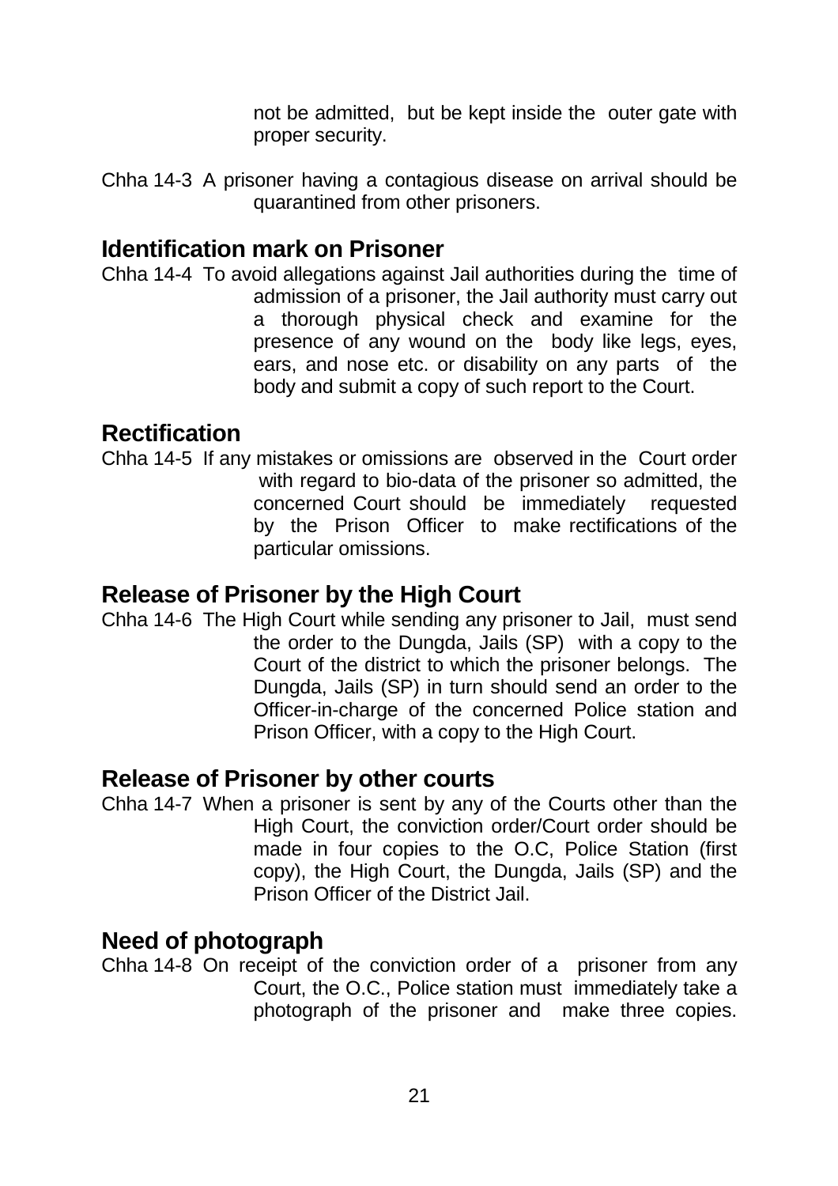not be admitted, but be kept inside the outer gate with proper security.

Chha 14-3 A prisoner having a contagious disease on arrival should be quarantined from other prisoners.

## Identification mark on Prisoner

Chha 14-4 To avoid allegations against Jail authorities during the time of admission of a prisoner, the Jail authority must carry out a thorough physical check and examine for the presence of any wound on the body like legs, eyes, ears, and nose etc. or disability on any parts of the body and submit a copy of such report to the Court.

## Rectification

Chha 14-5 If any mistakes or omissions are observed in the Court order with regard to bio-data of the prisoner so admitted, the concerned Court should be immediately requested by the Prison Officer to make rectifications of the particular omissions.

## Release of Prisoner by the High Court

Chha 14-6 The High Court while sending any prisoner to Jail, must send the order to the Dungda, Jails (SP) with a copy to the Court of the district to which the prisoner belongs. The Dungda, Jails (SP) in turn should send an order to the Officer-in-charge of the concerned Police station and Prison Officer, with a copy to the High Court.

## Release of Prisoner by other courts

Chha 14-7 When a prisoner is sent by any of the Courts other than the High Court, the conviction order/Court order should be made in four copies to the O.C, Police Station (first copy), the High Court, the Dungda, Jails (SP) and the Prison Officer of the District Jail.

## Need of photograph

Chha 14-8 On receipt of the conviction order of a prisoner from any Court, the O.C., Police station must immediately take a photograph of the prisoner and make three copies.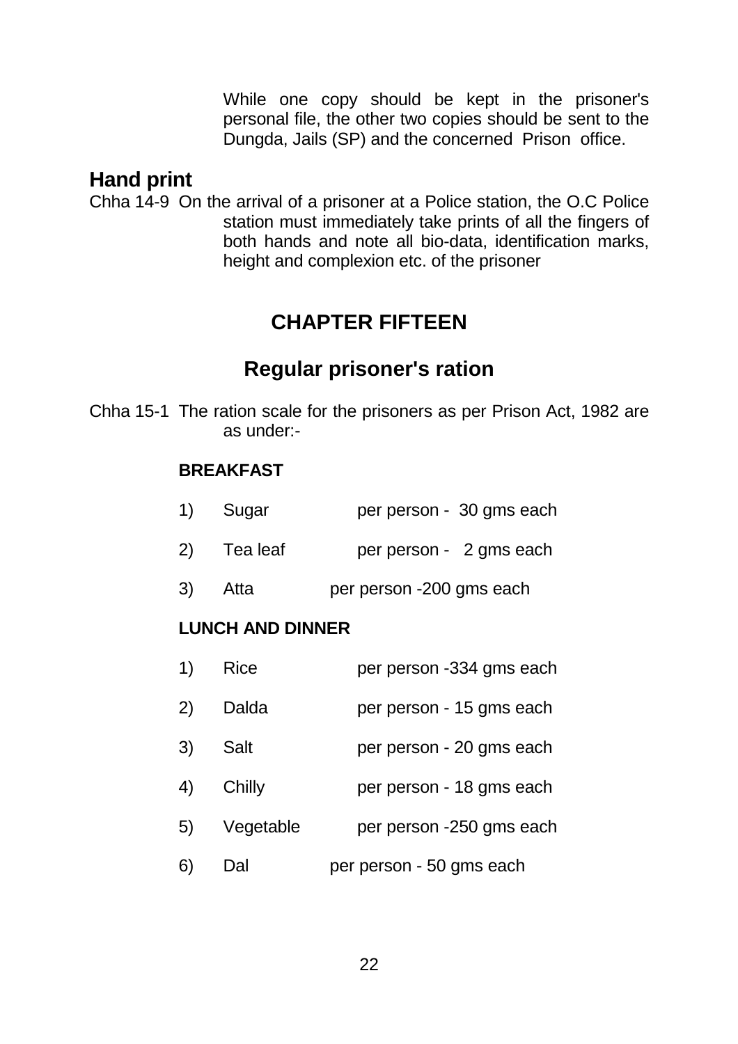While one copy should be kept in the prisoner's personal file, the other two copies should be sent to the Dungda, Jails (SP) and the concerned Prison office.

## Hand print

Chha 14-9 On the arrival of a prisoner at a Police station, the O.C Police station must immediately take prints of all the fingers of both hands and note all bio-data, identification marks, height and complexion etc. of the prisoner

# CHAPTER FIFTEEN

## Regular prisoner's ration

Chha 15-1 The ration scale for the prisoners as per Prison Act, 1982 are as under:-

**BREAKFAST**

1) Sugar per person - 30 gms each
2) Tea leaf per person - 2 gms each
3) Atta per person -200 gms each

**LUNCH AND DINNER**

1) Rice per person -334 gms each
2) Dalda per person - 15 gms each
3) Salt per person - 20 gms each
4) Chilly per person - 18 gms each
5) Vegetable per person -250 gms each
6) Dal per person - 50 gms each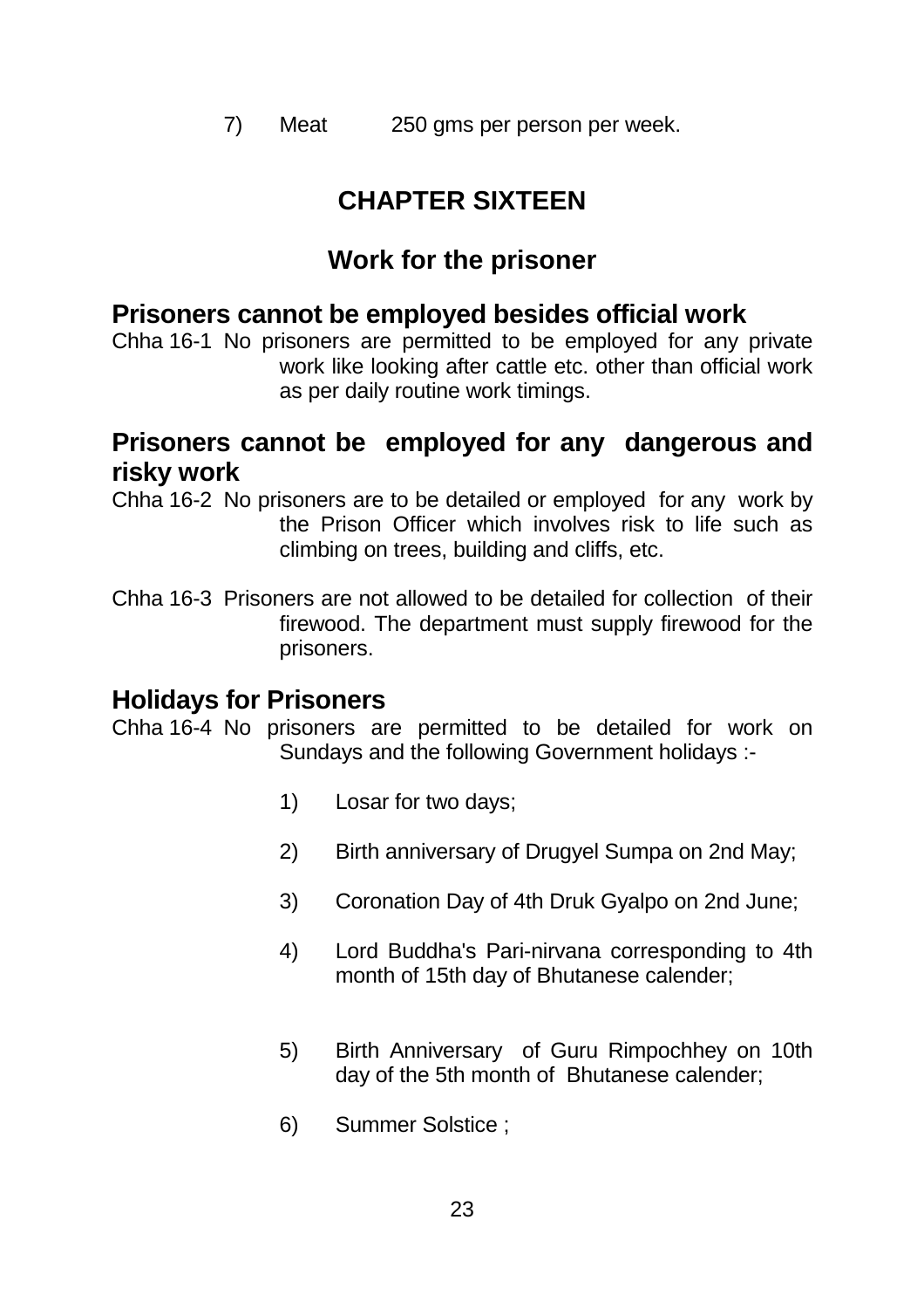7) Meat 250 gms per person per week.

# CHAPTER SIXTEEN

## Work for the prisoner

### Prisoners cannot be employed besides official work

Chha 16-1 No prisoners are permitted to be employed for any private work like looking after cattle etc. other than official work as per daily routine work timings.

### Prisoners cannot be employed for any dangerous and risky work

Chha 16-2 No prisoners are to be detailed or employed for any work by the Prison Officer which involves risk to life such as climbing on trees, building and cliffs, etc.

Chha 16-3 Prisoners are not allowed to be detailed for collection of their firewood. The department must supply firewood for the prisoners.

### Holidays for Prisoners

Chha 16-4 No prisoners are permitted to be detailed for work on Sundays and the following Government holidays :-

1) Losar for two days;

2) Birth anniversary of Drugyel Sumpa on 2nd May;

3) Coronation Day of 4th Druk Gyalpo on 2nd June;

4) Lord Buddha's Pari-nirvana corresponding to 4th month of 15th day of Bhutanese calender;

5) Birth Anniversary of Guru Rimpochhey on 10th day of the 5th month of Bhutanese calender;

6) Summer Solstice ;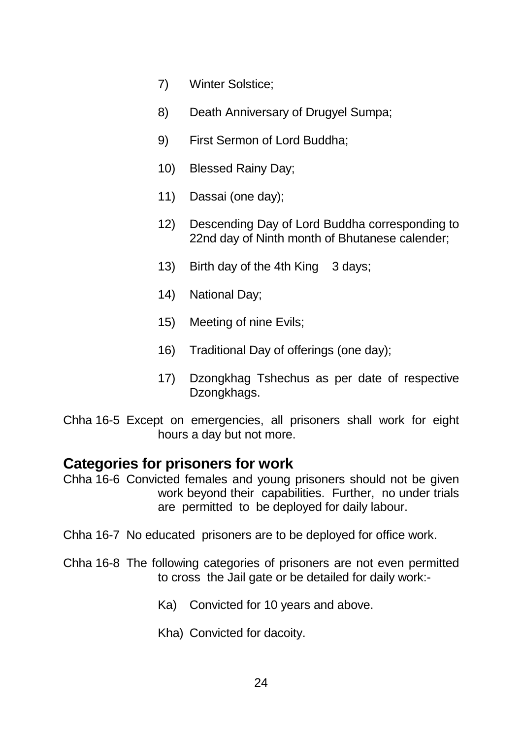7) Winter Solstice;

8) Death Anniversary of Drugyel Sumpa;

9) First Sermon of Lord Buddha;

10) Blessed Rainy Day;

11) Dassai (one day);

12) Descending Day of Lord Buddha corresponding to 22nd day of Ninth month of Bhutanese calender;

13) Birth day of the 4th King 3 days;

14) National Day;

15) Meeting of nine Evils;

16) Traditional Day of offerings (one day);

17) Dzongkhag Tshechus as per date of respective Dzongkhags.

Chha 16-5 Except on emergencies, all prisoners shall work for eight hours a day but not more.

## Categories for prisoners for work

Chha 16-6 Convicted females and young prisoners should not be given work beyond their capabilities. Further, no under trials are permitted to be deployed for daily labour.

Chha 16-7 No educated prisoners are to be deployed for office work.

Chha 16-8 The following categories of prisoners are not even permitted to cross the Jail gate or be detailed for daily work:-

Ka) Convicted for 10 years and above.

Kha) Convicted for dacoity.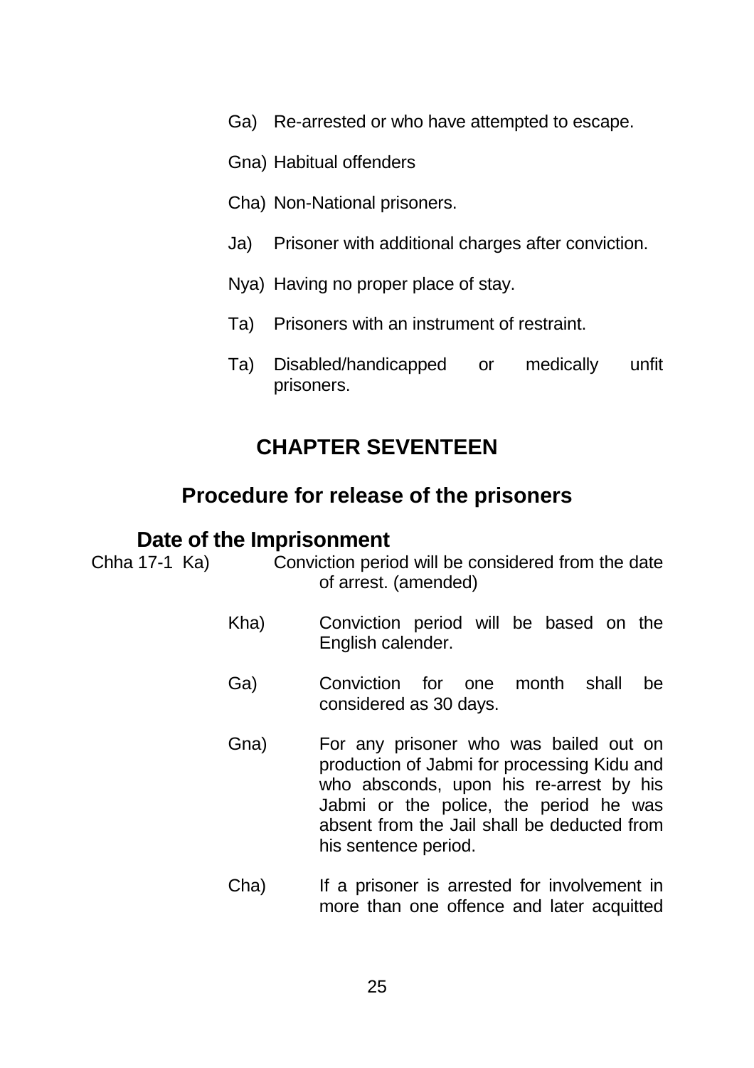Ga) Re-arrested or who have attempted to escape.

Gna) Habitual offenders

Cha) Non-National prisoners.

Ja) Prisoner with additional charges after conviction.

Nya) Having no proper place of stay.

Ta) Prisoners with an instrument of restraint.

Ta) Disabled/handicapped or medically unfit prisoners.

## CHAPTER SEVENTEEN

## Procedure for release of the prisoners

### Date of the Imprisonment

Chha 17-1 Ka) Conviction period will be considered from the date of arrest. (amended)

Kha) Conviction period will be based on the English calender.

Ga) Conviction for one month shall be considered as 30 days.

Gna) For any prisoner who was bailed out on production of Jabmi for processing Kidu and who absconds, upon his re-arrest by his Jabmi or the police, the period he was absent from the Jail shall be deducted from his sentence period.

Cha) If a prisoner is arrested for involvement in more than one offence and later acquitted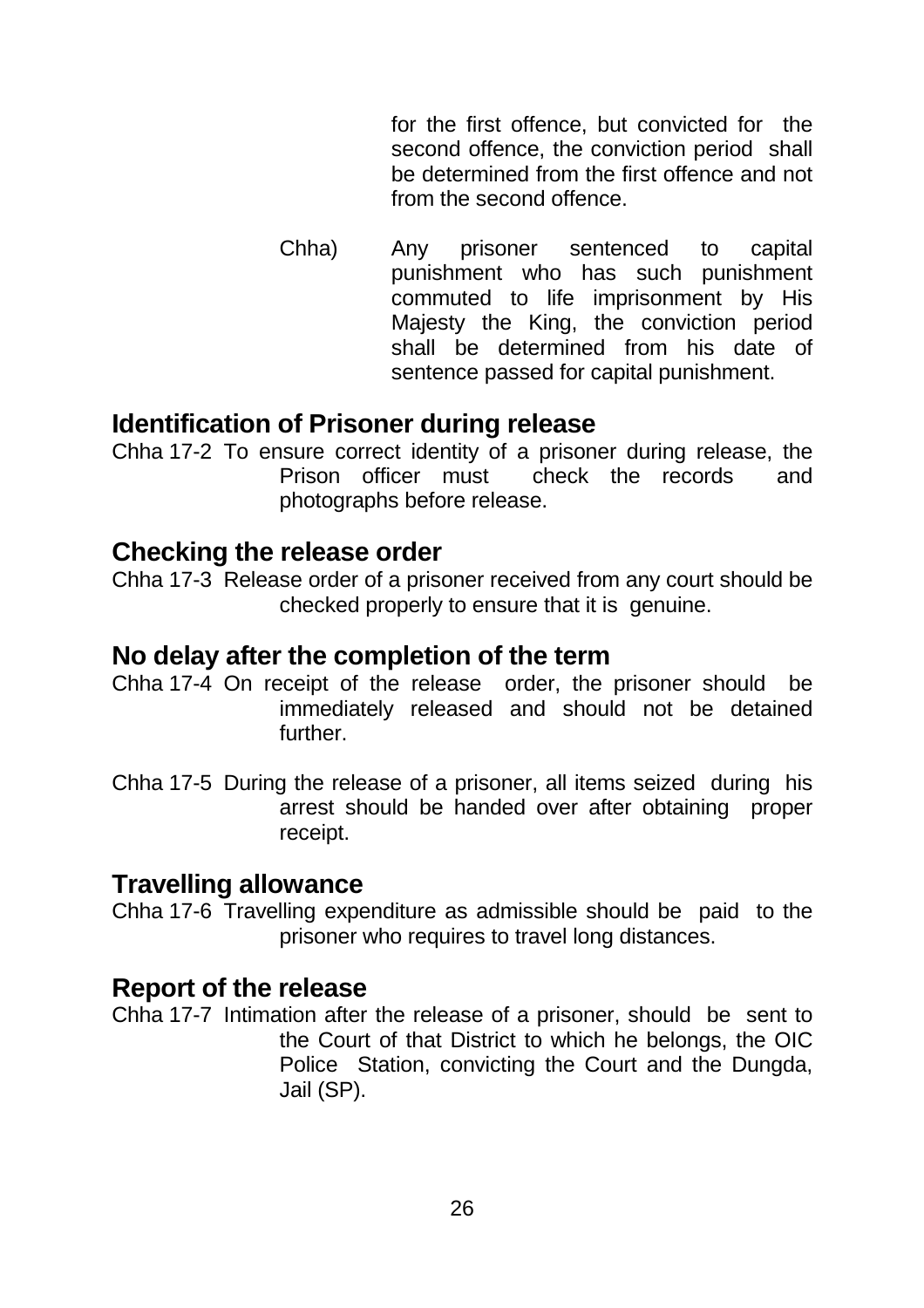for the first offence, but convicted for the second offence, the conviction period shall be determined from the first offence and not from the second offence.

Chha) Any prisoner sentenced to capital punishment who has such punishment commuted to life imprisonment by His Majesty the King, the conviction period shall be determined from his date of sentence passed for capital punishment.

## Identification of Prisoner during release

Chha 17-2 To ensure correct identity of a prisoner during release, the Prison officer must check the records and photographs before release.

## Checking the release order

Chha 17-3 Release order of a prisoner received from any court should be checked properly to ensure that it is genuine.

## No delay after the completion of the term

Chha 17-4 On receipt of the release order, the prisoner should be immediately released and should not be detained further.

Chha 17-5 During the release of a prisoner, all items seized during his arrest should be handed over after obtaining proper receipt.

## Travelling allowance

Chha 17-6 Travelling expenditure as admissible should be paid to the prisoner who requires to travel long distances.

## Report of the release

Chha 17-7 Intimation after the release of a prisoner, should be sent to the Court of that District to which he belongs, the OIC Police Station, convicting the Court and the Dungda, Jail (SP).